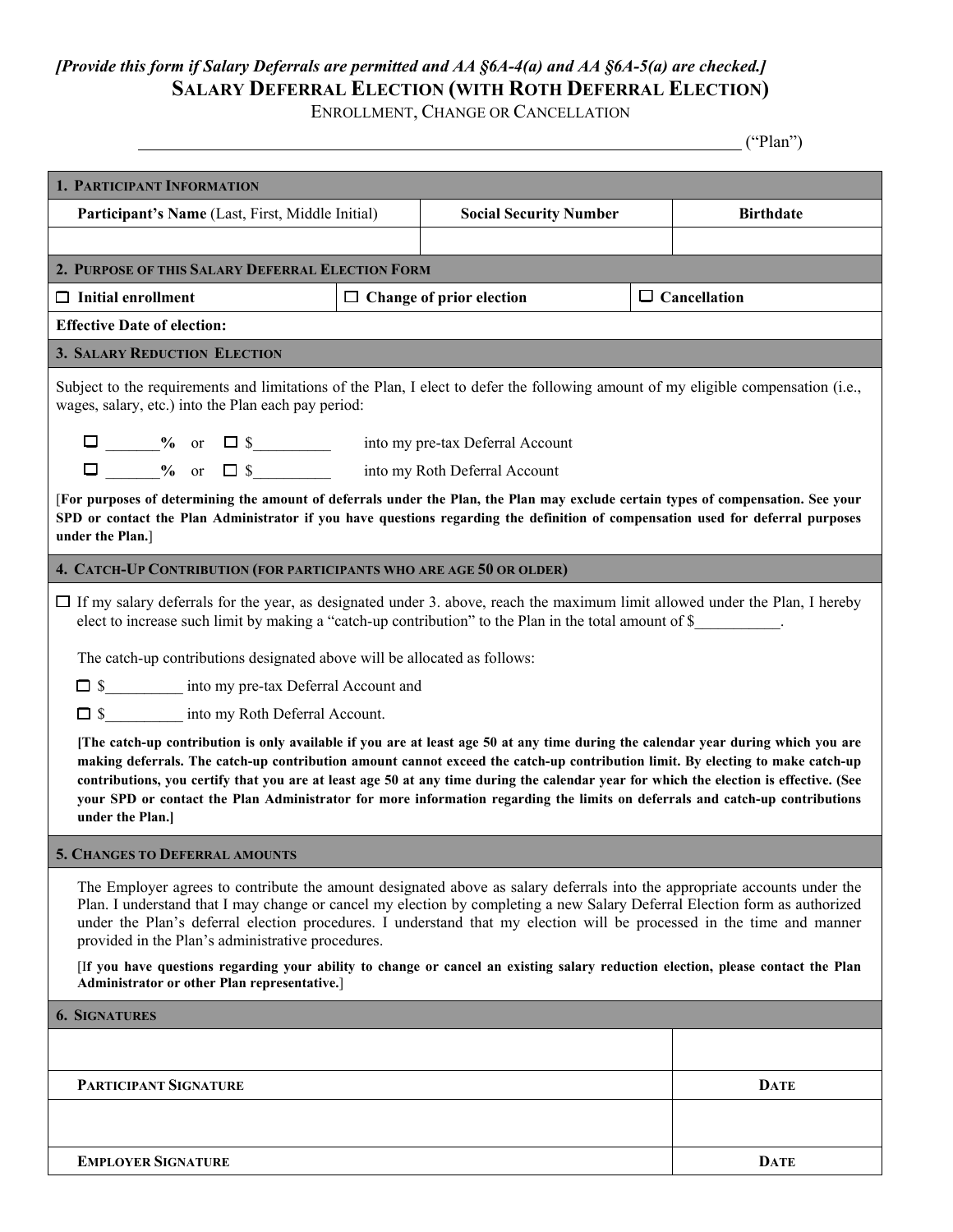*[Provide this form if Salary Deferrals are permitted and AA §6A-4(a) and AA §6A-5(a) are checked.]*

# SALARY DEFERRAL ELECTION (WITH ROTH DEFERRAL ELECTION)

ENROLLMENT, CHANGE OR CANCELLATION

_______________________________________________________________________ ("Plan")

## 1. PARTICIPANT INFORMATION

| Participant's Name (Last, First, Middle Initial) | Social Security Number | Birthdate |
|---|---|---|
| | | |

## 2. PURPOSE OF THIS SALARY DEFERRAL ELECTION FORM

☐ **Initial enrollment** ☐ **Change of prior election** ☐ **Cancellation**

**Effective Date of election:**

## 3. SALARY REDUCTION ELECTION

Subject to the requirements and limitations of the Plan, I elect to defer the following amount of my eligible compensation (i.e., wages, salary, etc.) into the Plan each pay period:

☐ _______**%** or ☐ $__________ into my pre-tax Deferral Account

☐ _______**%** or ☐ $__________ into my Roth Deferral Account

[**For purposes of determining the amount of deferrals under the Plan, the Plan may exclude certain types of compensation. See your SPD or contact the Plan Administrator if you have questions regarding the definition of compensation used for deferral purposes under the Plan.**]

## 4. CATCH-UP CONTRIBUTION (FOR PARTICIPANTS WHO ARE AGE 50 OR OLDER)

☐ If my salary deferrals for the year, as designated under 3. above, reach the maximum limit allowed under the Plan, I hereby elect to increase such limit by making a "catch-up contribution" to the Plan in the total amount of $___________.

The catch-up contributions designated above will be allocated as follows:

☐ $__________ into my pre-tax Deferral Account and

☐ $__________ into my Roth Deferral Account.

**[The catch-up contribution is only available if you are at least age 50 at any time during the calendar year during which you are making deferrals. The catch-up contribution amount cannot exceed the catch-up contribution limit. By electing to make catch-up contributions, you certify that you are at least age 50 at any time during the calendar year for which the election is effective. (See your SPD or contact the Plan Administrator for more information regarding the limits on deferrals and catch-up contributions under the Plan.]**

## 5. CHANGES TO DEFERRAL AMOUNTS

The Employer agrees to contribute the amount designated above as salary deferrals into the appropriate accounts under the Plan. I understand that I may change or cancel my election by completing a new Salary Deferral Election form as authorized under the Plan's deferral election procedures. I understand that my election will be processed in the time and manner provided in the Plan's administrative procedures.

[**If you have questions regarding your ability to change or cancel an existing salary reduction election, please contact the Plan Administrator or other Plan representative.**]

## 6. SIGNATURES

| | |
|---|---|
| | |
| **PARTICIPANT SIGNATURE** | **DATE** |
| | |
| **EMPLOYER SIGNATURE** | **DATE** |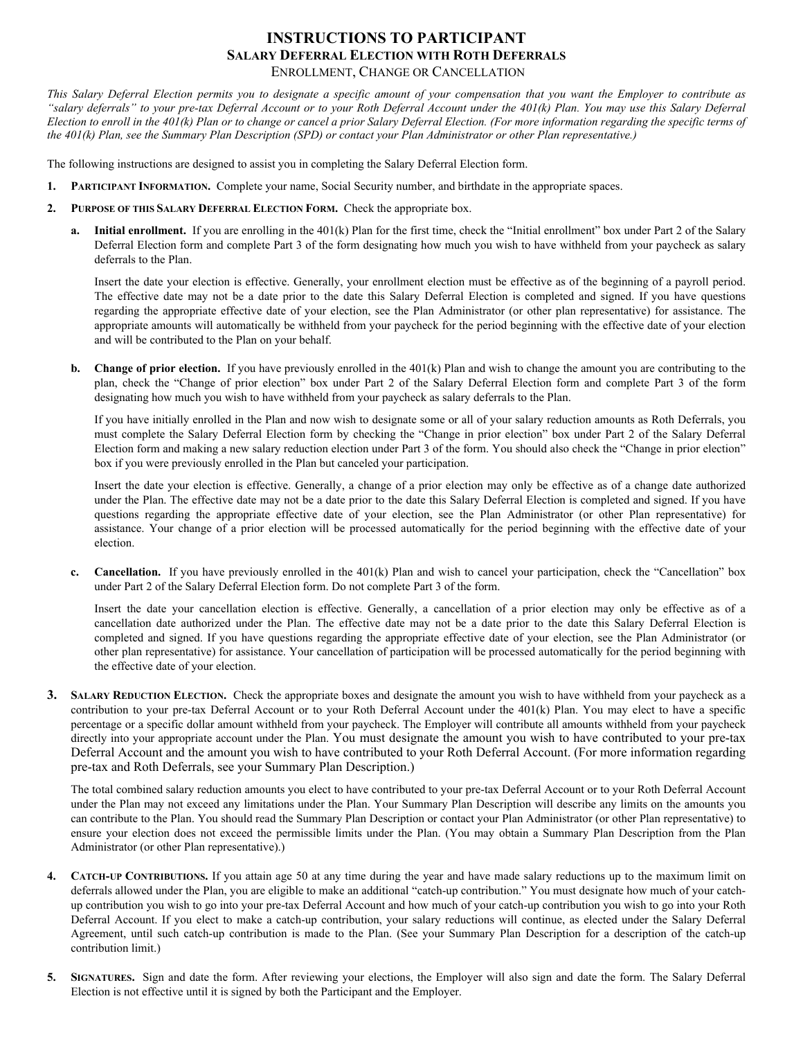# INSTRUCTIONS TO PARTICIPANT

## SALARY DEFERRAL ELECTION WITH ROTH DEFERRALS

### ENROLLMENT, CHANGE OR CANCELLATION

*This Salary Deferral Election permits you to designate a specific amount of your compensation that you want the Employer to contribute as "salary deferrals" to your pre-tax Deferral Account or to your Roth Deferral Account under the 401(k) Plan. You may use this Salary Deferral Election to enroll in the 401(k) Plan or to change or cancel a prior Salary Deferral Election. (For more information regarding the specific terms of the 401(k) Plan, see the Summary Plan Description (SPD) or contact your Plan Administrator or other Plan representative.)*

The following instructions are designed to assist you in completing the Salary Deferral Election form.

1. **PARTICIPANT INFORMATION.** Complete your name, Social Security number, and birthdate in the appropriate spaces.

2. **PURPOSE OF THIS SALARY DEFERRAL ELECTION FORM.** Check the appropriate box.

   a. **Initial enrollment.** If you are enrolling in the 401(k) Plan for the first time, check the "Initial enrollment" box under Part 2 of the Salary Deferral Election form and complete Part 3 of the form designating how much you wish to have withheld from your paycheck as salary deferrals to the Plan.

      Insert the date your election is effective. Generally, your enrollment election must be effective as of the beginning of a payroll period. The effective date may not be a date prior to the date this Salary Deferral Election is completed and signed. If you have questions regarding the appropriate effective date of your election, see the Plan Administrator (or other plan representative) for assistance. The appropriate amounts will automatically be withheld from your paycheck for the period beginning with the effective date of your election and will be contributed to the Plan on your behalf.

   b. **Change of prior election.** If you have previously enrolled in the 401(k) Plan and wish to change the amount you are contributing to the plan, check the "Change of prior election" box under Part 2 of the Salary Deferral Election form and complete Part 3 of the form designating how much you wish to have withheld from your paycheck as salary deferrals to the Plan.

      If you have initially enrolled in the Plan and now wish to designate some or all of your salary reduction amounts as Roth Deferrals, you must complete the Salary Deferral Election form by checking the "Change in prior election" box under Part 2 of the Salary Deferral Election form and making a new salary reduction election under Part 3 of the form. You should also check the "Change in prior election" box if you were previously enrolled in the Plan but canceled your participation.

      Insert the date your election is effective. Generally, a change of a prior election may only be effective as of a change date authorized under the Plan. The effective date may not be a date prior to the date this Salary Deferral Election is completed and signed. If you have questions regarding the appropriate effective date of your election, see the Plan Administrator (or other Plan representative) for assistance. Your change of a prior election will be processed automatically for the period beginning with the effective date of your election.

   c. **Cancellation.** If you have previously enrolled in the 401(k) Plan and wish to cancel your participation, check the "Cancellation" box under Part 2 of the Salary Deferral Election form. Do not complete Part 3 of the form.

      Insert the date your cancellation election is effective. Generally, a cancellation of a prior election may only be effective as of a cancellation date authorized under the Plan. The effective date may not be a date prior to the date this Salary Deferral Election is completed and signed. If you have questions regarding the appropriate effective date of your election, see the Plan Administrator (or other plan representative) for assistance. Your cancellation of participation will be processed automatically for the period beginning with the effective date of your election.

3. **SALARY REDUCTION ELECTION.** Check the appropriate boxes and designate the amount you wish to have withheld from your paycheck as a contribution to your pre-tax Deferral Account or to your Roth Deferral Account under the 401(k) Plan. You may elect to have a specific percentage or a specific dollar amount withheld from your paycheck. The Employer will contribute all amounts withheld from your paycheck directly into your appropriate account under the Plan. You must designate the amount you wish to have contributed to your pre-tax Deferral Account and the amount you wish to have contributed to your Roth Deferral Account. (For more information regarding pre-tax and Roth Deferrals, see your Summary Plan Description.)

   The total combined salary reduction amounts you elect to have contributed to your pre-tax Deferral Account or to your Roth Deferral Account under the Plan may not exceed any limitations under the Plan. Your Summary Plan Description will describe any limits on the amounts you can contribute to the Plan. You should read the Summary Plan Description or contact your Plan Administrator (or other Plan representative) to ensure your election does not exceed the permissible limits under the Plan. (You may obtain a Summary Plan Description from the Plan Administrator (or other Plan representative).)

4. **CATCH-UP CONTRIBUTIONS.** If you attain age 50 at any time during the year and have made salary reductions up to the maximum limit on deferrals allowed under the Plan, you are eligible to make an additional "catch-up contribution." You must designate how much of your catch-up contribution you wish to go into your pre-tax Deferral Account and how much of your catch-up contribution you wish to go into your Roth Deferral Account. If you elect to make a catch-up contribution, your salary reductions will continue, as elected under the Salary Deferral Agreement, until such catch-up contribution is made to the Plan. (See your Summary Plan Description for a description of the catch-up contribution limit.)

5. **SIGNATURES.** Sign and date the form. After reviewing your elections, the Employer will also sign and date the form. The Salary Deferral Election is not effective until it is signed by both the Participant and the Employer.